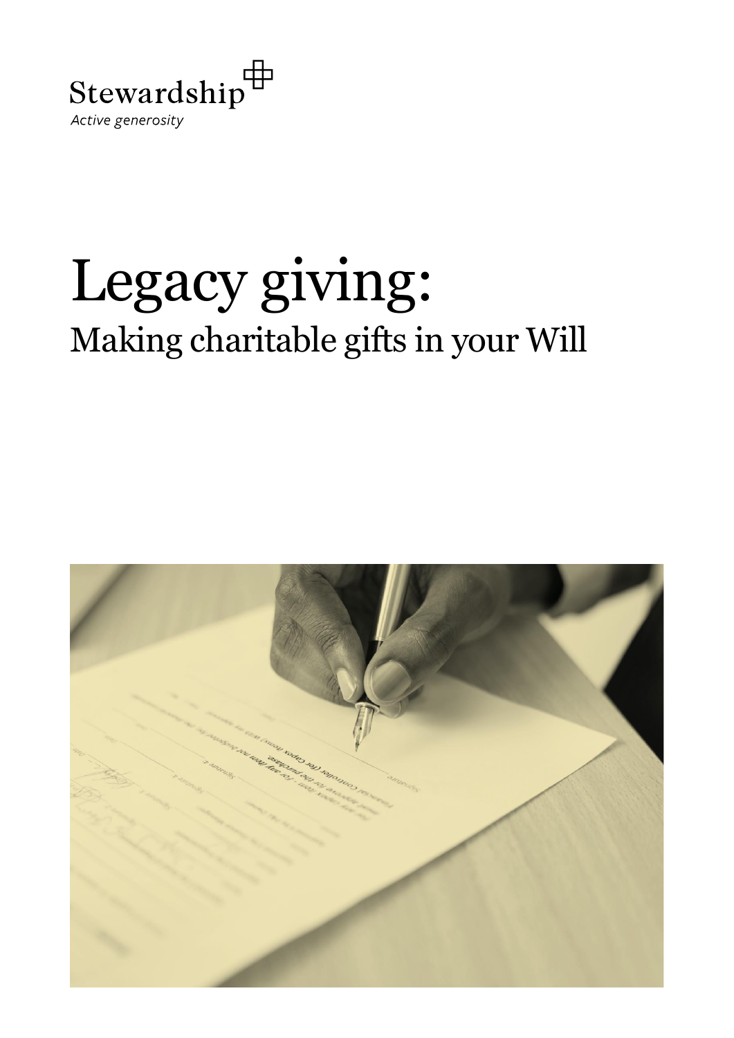Stewardship

*Active generosity*

# Legacy giving:

## Making charitable gifts in your Will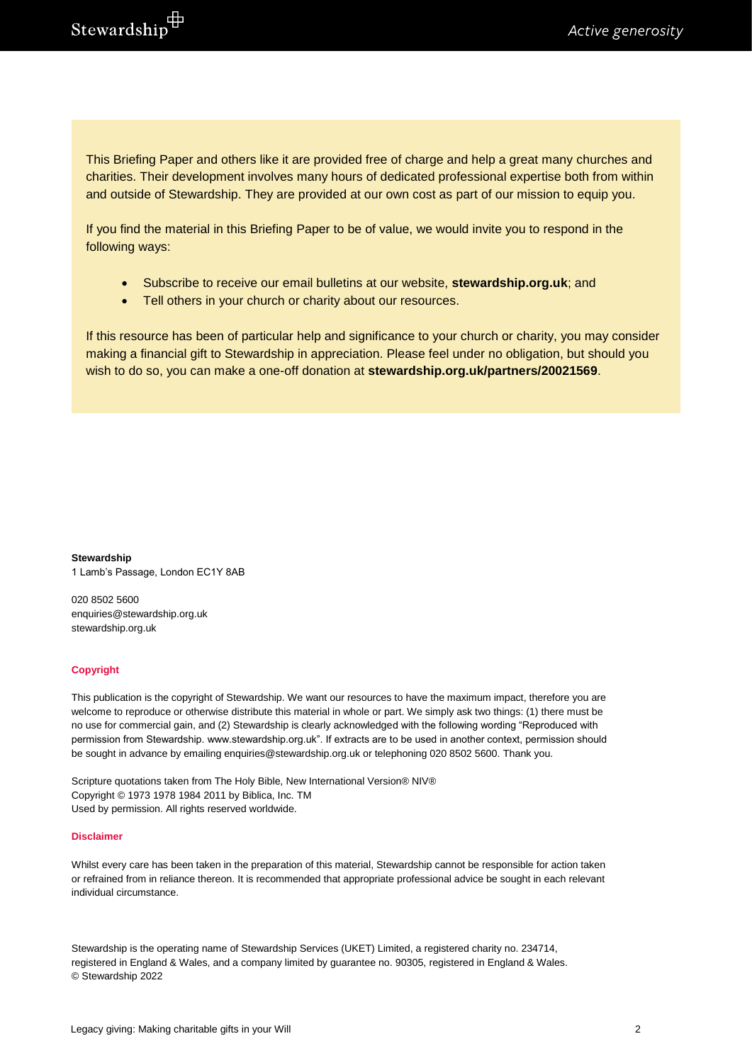This Briefing Paper and others like it are provided free of charge and help a great many churches and charities. Their development involves many hours of dedicated professional expertise both from within and outside of Stewardship. They are provided at our own cost as part of our mission to equip you.

If you find the material in this Briefing Paper to be of value, we would invite you to respond in the following ways:

- Subscribe to receive our email bulletins at our website, **stewardship.org.uk**; and
- Tell others in your church or charity about our resources.

If this resource has been of particular help and significance to your church or charity, you may consider making a financial gift to Stewardship in appreciation. Please feel under no obligation, but should you wish to do so, you can make a one-off donation at **stewardship.org.uk/partners/20021569**.

**Stewardship**
1 Lamb's Passage, London EC1Y 8AB

020 8502 5600
enquiries@stewardship.org.uk
stewardship.org.uk

**Copyright**

This publication is the copyright of Stewardship. We want our resources to have the maximum impact, therefore you are welcome to reproduce or otherwise distribute this material in whole or part. We simply ask two things: (1) there must be no use for commercial gain, and (2) Stewardship is clearly acknowledged with the following wording "Reproduced with permission from Stewardship. www.stewardship.org.uk". If extracts are to be used in another context, permission should be sought in advance by emailing enquiries@stewardship.org.uk or telephoning 020 8502 5600. Thank you.

Scripture quotations taken from The Holy Bible, New International Version® NIV®
Copyright © 1973 1978 1984 2011 by Biblica, Inc. TM
Used by permission. All rights reserved worldwide.

**Disclaimer**

Whilst every care has been taken in the preparation of this material, Stewardship cannot be responsible for action taken or refrained from in reliance thereon. It is recommended that appropriate professional advice be sought in each relevant individual circumstance.

Stewardship is the operating name of Stewardship Services (UKET) Limited, a registered charity no. 234714, registered in England & Wales, and a company limited by guarantee no. 90305, registered in England & Wales.
© Stewardship 2022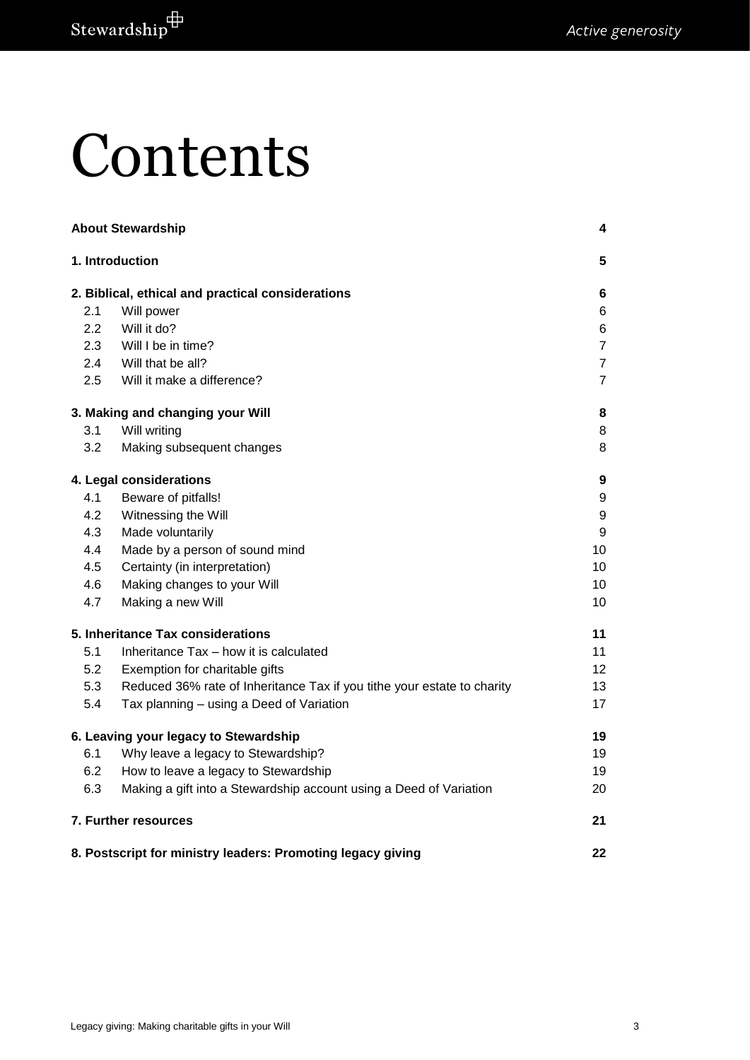# Contents

| | | |
|---|---|---|
| **About Stewardship** | | **4** |
| **1. Introduction** | | **5** |
| **2. Biblical, ethical and practical considerations** | | **6** |
| 2.1 | Will power | 6 |
| 2.2 | Will it do? | 6 |
| 2.3 | Will I be in time? | 7 |
| 2.4 | Will that be all? | 7 |
| 2.5 | Will it make a difference? | 7 |
| **3. Making and changing your Will** | | **8** |
| 3.1 | Will writing | 8 |
| 3.2 | Making subsequent changes | 8 |
| **4. Legal considerations** | | **9** |
| 4.1 | Beware of pitfalls! | 9 |
| 4.2 | Witnessing the Will | 9 |
| 4.3 | Made voluntarily | 9 |
| 4.4 | Made by a person of sound mind | 10 |
| 4.5 | Certainty (in interpretation) | 10 |
| 4.6 | Making changes to your Will | 10 |
| 4.7 | Making a new Will | 10 |
| **5. Inheritance Tax considerations** | | **11** |
| 5.1 | Inheritance Tax – how it is calculated | 11 |
| 5.2 | Exemption for charitable gifts | 12 |
| 5.3 | Reduced 36% rate of Inheritance Tax if you tithe your estate to charity | 13 |
| 5.4 | Tax planning – using a Deed of Variation | 17 |
| **6. Leaving your legacy to Stewardship** | | **19** |
| 6.1 | Why leave a legacy to Stewardship? | 19 |
| 6.2 | How to leave a legacy to Stewardship | 19 |
| 6.3 | Making a gift into a Stewardship account using a Deed of Variation | 20 |
| **7. Further resources** | | **21** |
| **8. Postscript for ministry leaders: Promoting legacy giving** | | **22** |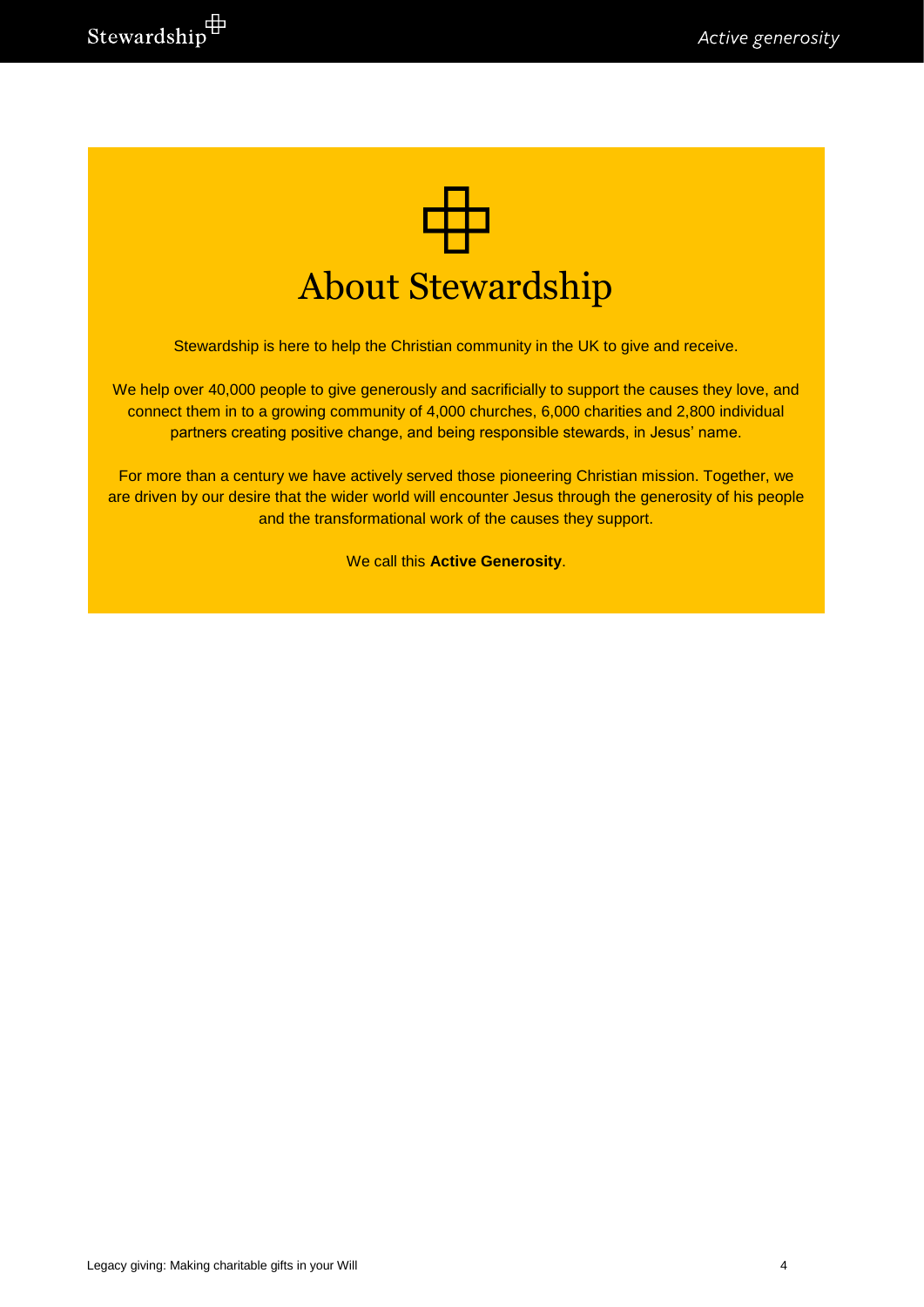# About Stewardship

Stewardship is here to help the Christian community in the UK to give and receive.

We help over 40,000 people to give generously and sacrificially to support the causes they love, and connect them in to a growing community of 4,000 churches, 6,000 charities and 2,800 individual partners creating positive change, and being responsible stewards, in Jesus' name.

For more than a century we have actively served those pioneering Christian mission. Together, we are driven by our desire that the wider world will encounter Jesus through the generosity of his people and the transformational work of the causes they support.

We call this **Active Generosity**.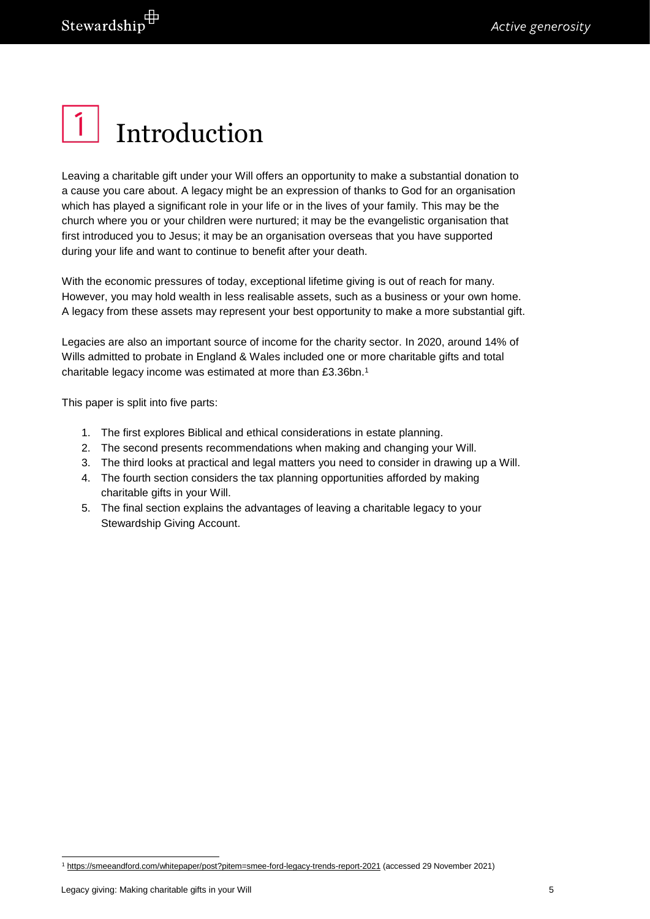# 1 Introduction

Leaving a charitable gift under your Will offers an opportunity to make a substantial donation to a cause you care about. A legacy might be an expression of thanks to God for an organisation which has played a significant role in your life or in the lives of your family. This may be the church where you or your children were nurtured; it may be the evangelistic organisation that first introduced you to Jesus; it may be an organisation overseas that you have supported during your life and want to continue to benefit after your death.

With the economic pressures of today, exceptional lifetime giving is out of reach for many. However, you may hold wealth in less realisable assets, such as a business or your own home. A legacy from these assets may represent your best opportunity to make a more substantial gift.

Legacies are also an important source of income for the charity sector. In 2020, around 14% of Wills admitted to probate in England & Wales included one or more charitable gifts and total charitable legacy income was estimated at more than £3.36bn.[1]

This paper is split into five parts:

1. The first explores Biblical and ethical considerations in estate planning.
2. The second presents recommendations when making and changing your Will.
3. The third looks at practical and legal matters you need to consider in drawing up a Will.
4. The fourth section considers the tax planning opportunities afforded by making charitable gifts in your Will.
5. The final section explains the advantages of leaving a charitable legacy to your Stewardship Giving Account.

---

[1] https://smeeandford.com/whitepaper/post?pitem=smee-ford-legacy-trends-report-2021 (accessed 29 November 2021)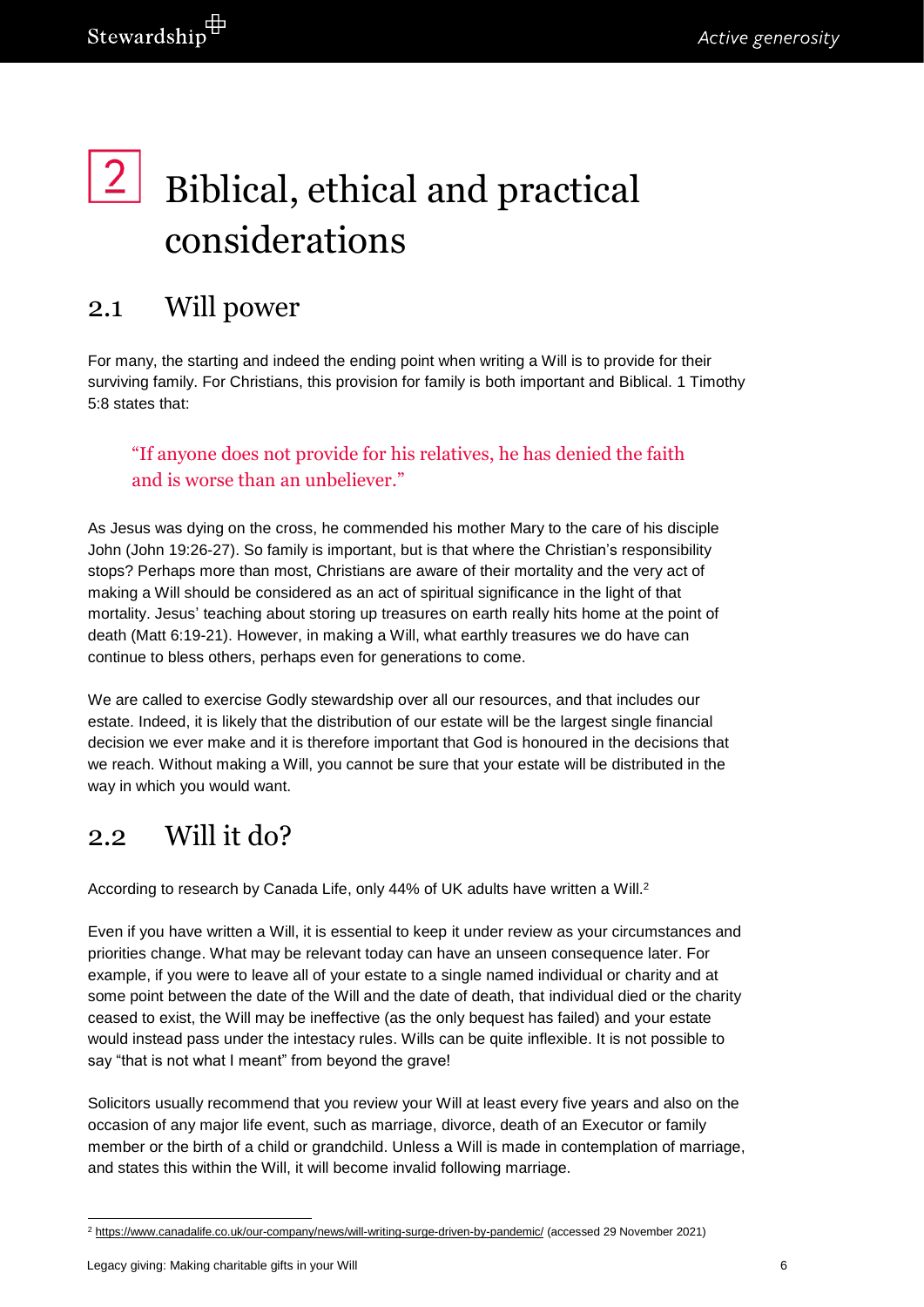# 2 Biblical, ethical and practical considerations

## 2.1 Will power

For many, the starting and indeed the ending point when writing a Will is to provide for their surviving family. For Christians, this provision for family is both important and Biblical. 1 Timothy 5:8 states that:

> "If anyone does not provide for his relatives, he has denied the faith and is worse than an unbeliever."

As Jesus was dying on the cross, he commended his mother Mary to the care of his disciple John (John 19:26-27). So family is important, but is that where the Christian's responsibility stops? Perhaps more than most, Christians are aware of their mortality and the very act of making a Will should be considered as an act of spiritual significance in the light of that mortality. Jesus' teaching about storing up treasures on earth really hits home at the point of death (Matt 6:19-21). However, in making a Will, what earthly treasures we do have can continue to bless others, perhaps even for generations to come.

We are called to exercise Godly stewardship over all our resources, and that includes our estate. Indeed, it is likely that the distribution of our estate will be the largest single financial decision we ever make and it is therefore important that God is honoured in the decisions that we reach. Without making a Will, you cannot be sure that your estate will be distributed in the way in which you would want.

## 2.2 Will it do?

According to research by Canada Life, only 44% of UK adults have written a Will.[2]

Even if you have written a Will, it is essential to keep it under review as your circumstances and priorities change. What may be relevant today can have an unseen consequence later. For example, if you were to leave all of your estate to a single named individual or charity and at some point between the date of the Will and the date of death, that individual died or the charity ceased to exist, the Will may be ineffective (as the only bequest has failed) and your estate would instead pass under the intestacy rules. Wills can be quite inflexible. It is not possible to say "that is not what I meant" from beyond the grave!

Solicitors usually recommend that you review your Will at least every five years and also on the occasion of any major life event, such as marriage, divorce, death of an Executor or family member or the birth of a child or grandchild. Unless a Will is made in contemplation of marriage, and states this within the Will, it will become invalid following marriage.

---

[2] https://www.canadalife.co.uk/our-company/news/will-writing-surge-driven-by-pandemic/ (accessed 29 November 2021)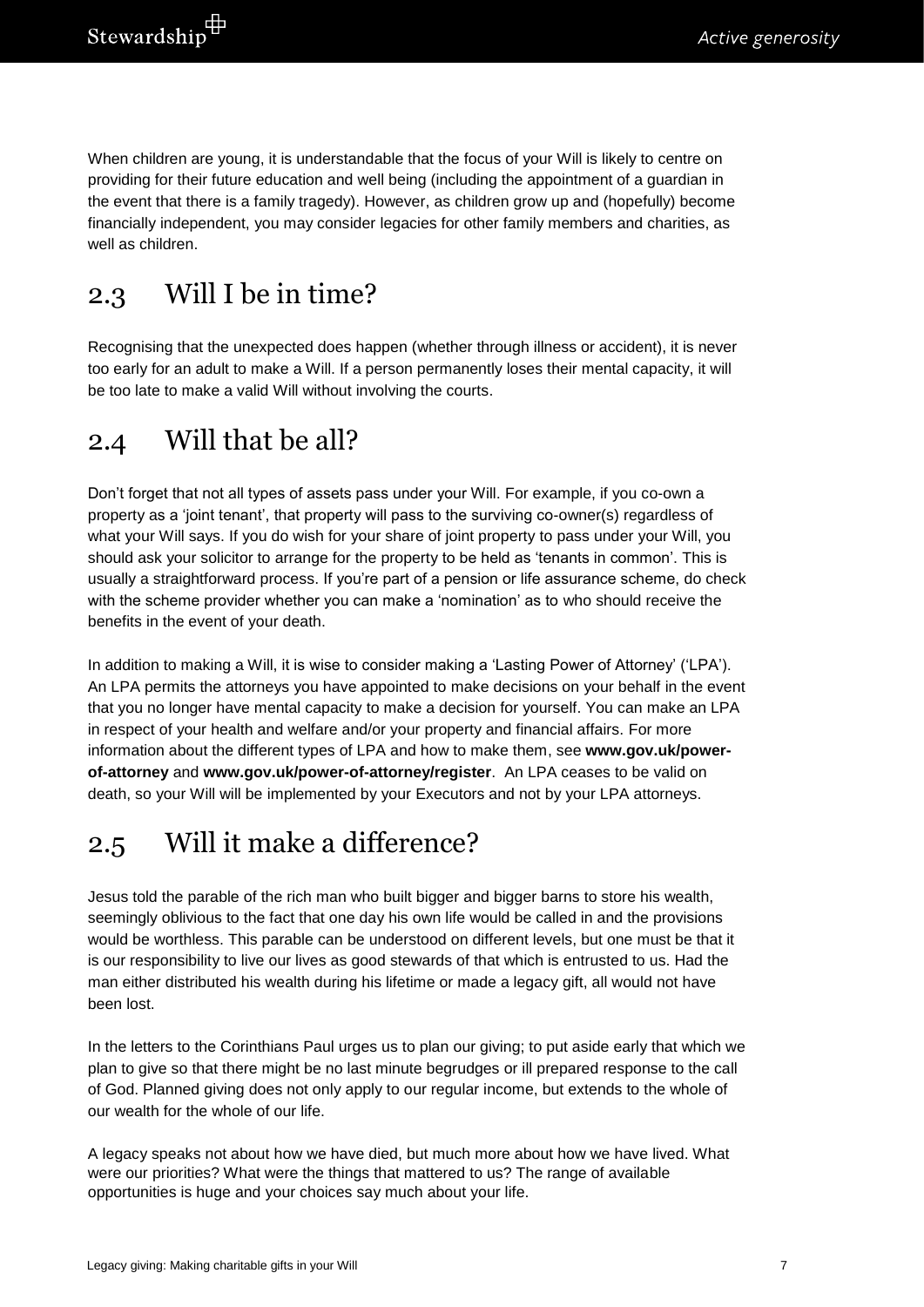When children are young, it is understandable that the focus of your Will is likely to centre on providing for their future education and well being (including the appointment of a guardian in the event that there is a family tragedy). However, as children grow up and (hopefully) become financially independent, you may consider legacies for other family members and charities, as well as children.

## 2.3 Will I be in time?

Recognising that the unexpected does happen (whether through illness or accident), it is never too early for an adult to make a Will. If a person permanently loses their mental capacity, it will be too late to make a valid Will without involving the courts.

## 2.4 Will that be all?

Don't forget that not all types of assets pass under your Will. For example, if you co-own a property as a 'joint tenant', that property will pass to the surviving co-owner(s) regardless of what your Will says. If you do wish for your share of joint property to pass under your Will, you should ask your solicitor to arrange for the property to be held as 'tenants in common'. This is usually a straightforward process. If you're part of a pension or life assurance scheme, do check with the scheme provider whether you can make a 'nomination' as to who should receive the benefits in the event of your death.

In addition to making a Will, it is wise to consider making a 'Lasting Power of Attorney' ('LPA'). An LPA permits the attorneys you have appointed to make decisions on your behalf in the event that you no longer have mental capacity to make a decision for yourself. You can make an LPA in respect of your health and welfare and/or your property and financial affairs. For more information about the different types of LPA and how to make them, see **www.gov.uk/power-of-attorney** and **www.gov.uk/power-of-attorney/register**. An LPA ceases to be valid on death, so your Will will be implemented by your Executors and not by your LPA attorneys.

## 2.5 Will it make a difference?

Jesus told the parable of the rich man who built bigger and bigger barns to store his wealth, seemingly oblivious to the fact that one day his own life would be called in and the provisions would be worthless. This parable can be understood on different levels, but one must be that it is our responsibility to live our lives as good stewards of that which is entrusted to us. Had the man either distributed his wealth during his lifetime or made a legacy gift, all would not have been lost.

In the letters to the Corinthians Paul urges us to plan our giving; to put aside early that which we plan to give so that there might be no last minute begrudges or ill prepared response to the call of God. Planned giving does not only apply to our regular income, but extends to the whole of our wealth for the whole of our life.

A legacy speaks not about how we have died, but much more about how we have lived. What were our priorities? What were the things that mattered to us? The range of available opportunities is huge and your choices say much about your life.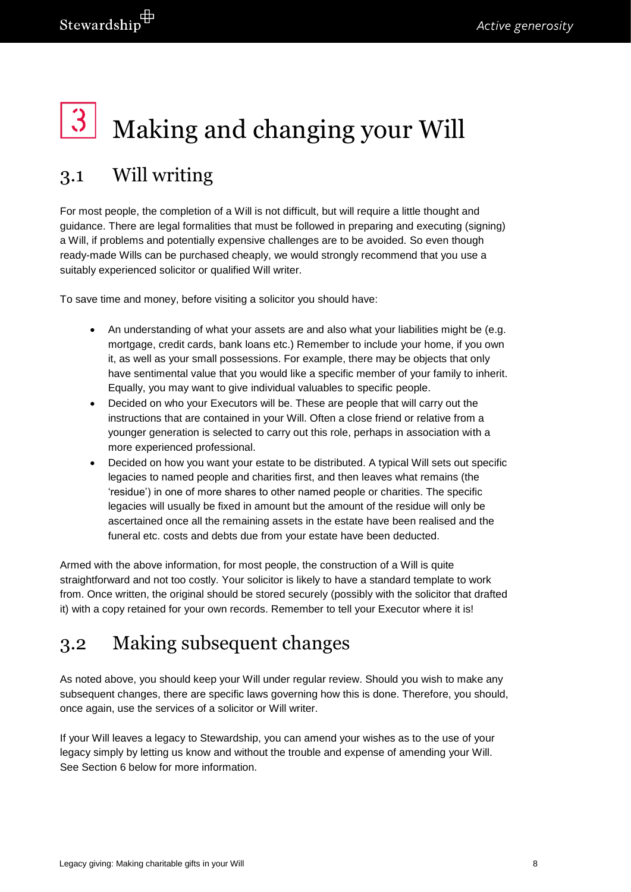# 3 Making and changing your Will

## 3.1 Will writing

For most people, the completion of a Will is not difficult, but will require a little thought and guidance. There are legal formalities that must be followed in preparing and executing (signing) a Will, if problems and potentially expensive challenges are to be avoided. So even though ready-made Wills can be purchased cheaply, we would strongly recommend that you use a suitably experienced solicitor or qualified Will writer.

To save time and money, before visiting a solicitor you should have:

- An understanding of what your assets are and also what your liabilities might be (e.g. mortgage, credit cards, bank loans etc.) Remember to include your home, if you own it, as well as your small possessions. For example, there may be objects that only have sentimental value that you would like a specific member of your family to inherit. Equally, you may want to give individual valuables to specific people.
- Decided on who your Executors will be. These are people that will carry out the instructions that are contained in your Will. Often a close friend or relative from a younger generation is selected to carry out this role, perhaps in association with a more experienced professional.
- Decided on how you want your estate to be distributed. A typical Will sets out specific legacies to named people and charities first, and then leaves what remains (the 'residue') in one of more shares to other named people or charities. The specific legacies will usually be fixed in amount but the amount of the residue will only be ascertained once all the remaining assets in the estate have been realised and the funeral etc. costs and debts due from your estate have been deducted.

Armed with the above information, for most people, the construction of a Will is quite straightforward and not too costly. Your solicitor is likely to have a standard template to work from. Once written, the original should be stored securely (possibly with the solicitor that drafted it) with a copy retained for your own records. Remember to tell your Executor where it is!

## 3.2 Making subsequent changes

As noted above, you should keep your Will under regular review. Should you wish to make any subsequent changes, there are specific laws governing how this is done. Therefore, you should, once again, use the services of a solicitor or Will writer.

If your Will leaves a legacy to Stewardship, you can amend your wishes as to the use of your legacy simply by letting us know and without the trouble and expense of amending your Will. See Section 6 below for more information.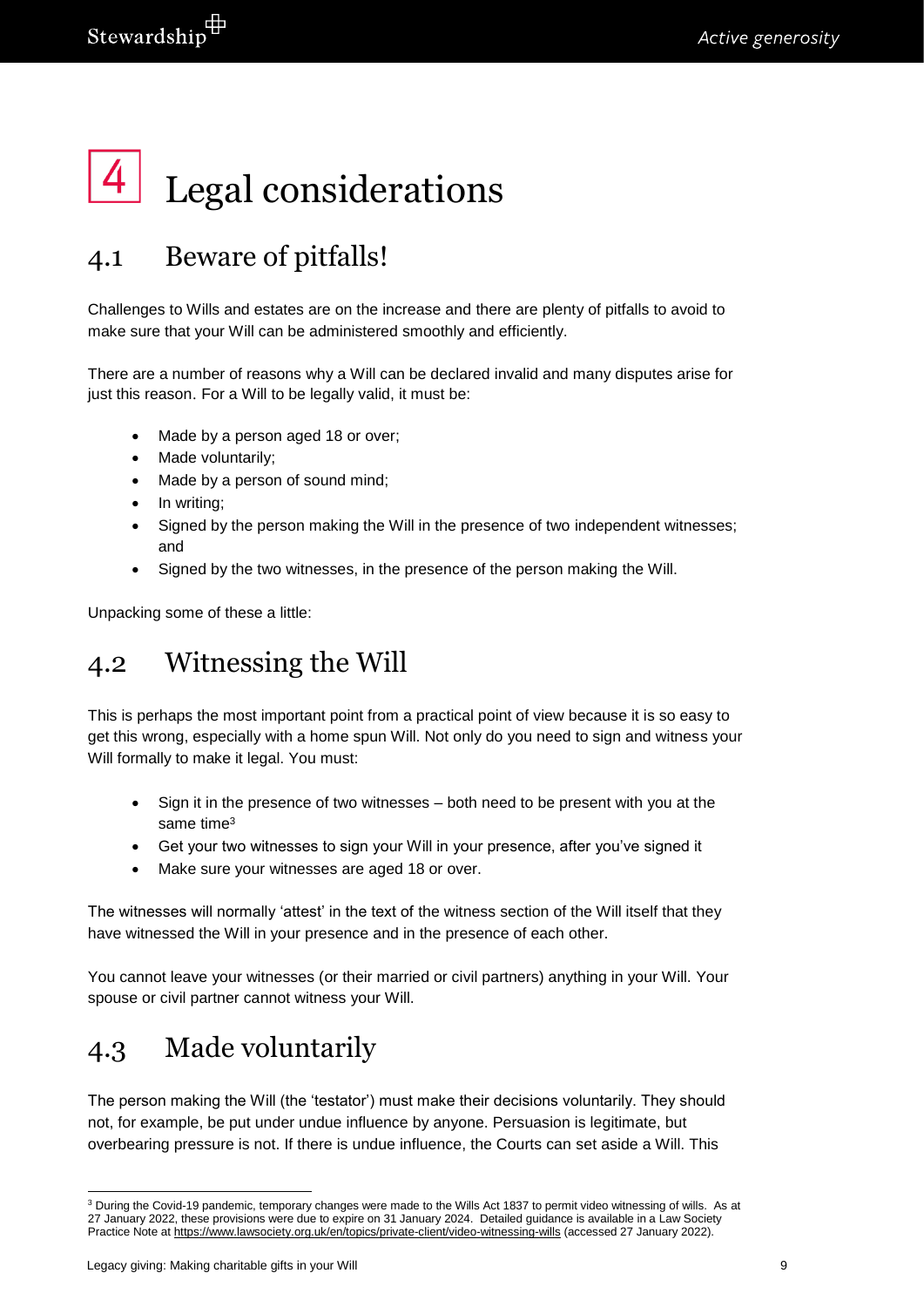# 4 Legal considerations

## 4.1 Beware of pitfalls!

Challenges to Wills and estates are on the increase and there are plenty of pitfalls to avoid to make sure that your Will can be administered smoothly and efficiently.

There are a number of reasons why a Will can be declared invalid and many disputes arise for just this reason. For a Will to be legally valid, it must be:

- Made by a person aged 18 or over;
- Made voluntarily;
- Made by a person of sound mind;
- In writing;
- Signed by the person making the Will in the presence of two independent witnesses; and
- Signed by the two witnesses, in the presence of the person making the Will.

Unpacking some of these a little:

## 4.2 Witnessing the Will

This is perhaps the most important point from a practical point of view because it is so easy to get this wrong, especially with a home spun Will. Not only do you need to sign and witness your Will formally to make it legal. You must:

- Sign it in the presence of two witnesses – both need to be present with you at the same time[3]
- Get your two witnesses to sign your Will in your presence, after you've signed it
- Make sure your witnesses are aged 18 or over.

The witnesses will normally 'attest' in the text of the witness section of the Will itself that they have witnessed the Will in your presence and in the presence of each other.

You cannot leave your witnesses (or their married or civil partners) anything in your Will. Your spouse or civil partner cannot witness your Will.

## 4.3 Made voluntarily

The person making the Will (the 'testator') must make their decisions voluntarily. They should not, for example, be put under undue influence by anyone. Persuasion is legitimate, but overbearing pressure is not. If there is undue influence, the Courts can set aside a Will. This

---

[3] During the Covid-19 pandemic, temporary changes were made to the Wills Act 1837 to permit video witnessing of wills. As at 27 January 2022, these provisions were due to expire on 31 January 2024. Detailed guidance is available in a Law Society Practice Note at https://www.lawsociety.org.uk/en/topics/private-client/video-witnessing-wills (accessed 27 January 2022).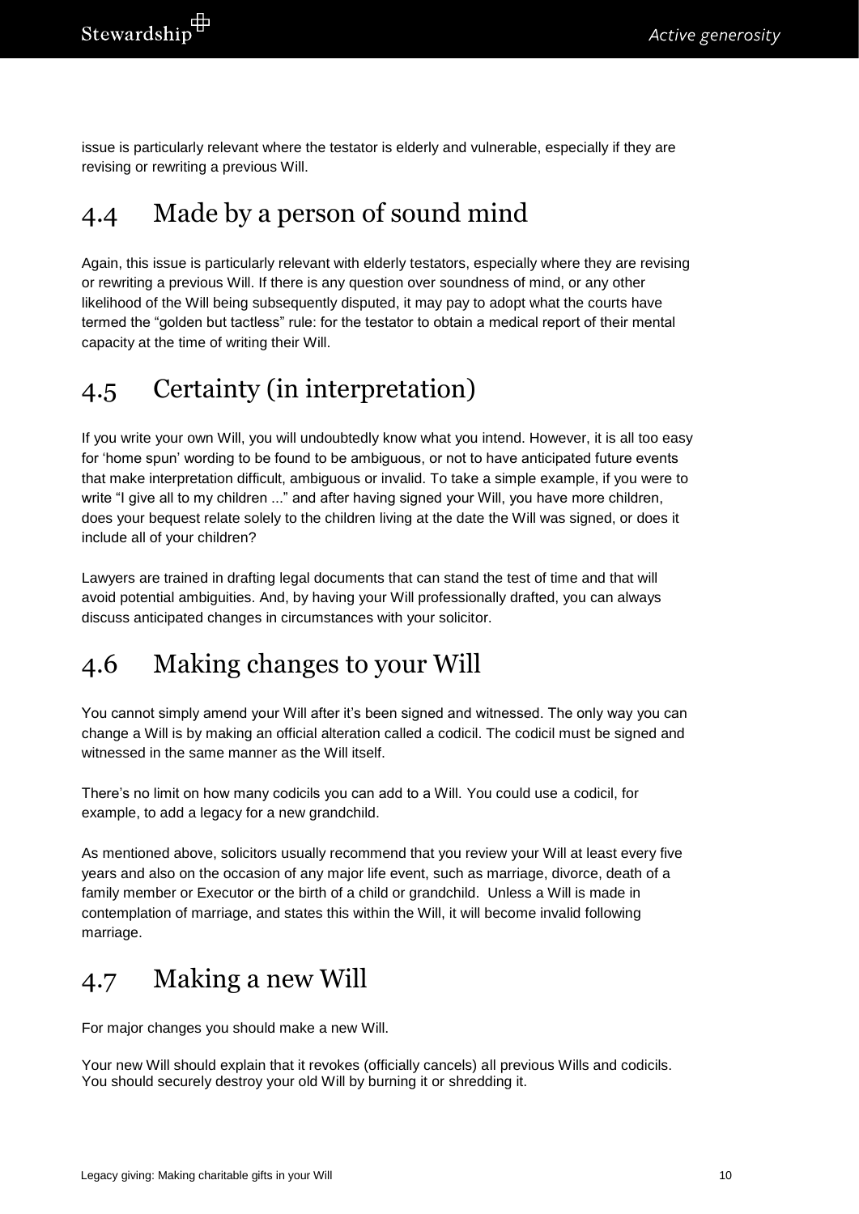issue is particularly relevant where the testator is elderly and vulnerable, especially if they are revising or rewriting a previous Will.

## 4.4 Made by a person of sound mind

Again, this issue is particularly relevant with elderly testators, especially where they are revising or rewriting a previous Will. If there is any question over soundness of mind, or any other likelihood of the Will being subsequently disputed, it may pay to adopt what the courts have termed the "golden but tactless" rule: for the testator to obtain a medical report of their mental capacity at the time of writing their Will.

## 4.5 Certainty (in interpretation)

If you write your own Will, you will undoubtedly know what you intend. However, it is all too easy for 'home spun' wording to be found to be ambiguous, or not to have anticipated future events that make interpretation difficult, ambiguous or invalid. To take a simple example, if you were to write "I give all to my children ..." and after having signed your Will, you have more children, does your bequest relate solely to the children living at the date the Will was signed, or does it include all of your children?

Lawyers are trained in drafting legal documents that can stand the test of time and that will avoid potential ambiguities. And, by having your Will professionally drafted, you can always discuss anticipated changes in circumstances with your solicitor.

## 4.6 Making changes to your Will

You cannot simply amend your Will after it's been signed and witnessed. The only way you can change a Will is by making an official alteration called a codicil. The codicil must be signed and witnessed in the same manner as the Will itself.

There's no limit on how many codicils you can add to a Will. You could use a codicil, for example, to add a legacy for a new grandchild.

As mentioned above, solicitors usually recommend that you review your Will at least every five years and also on the occasion of any major life event, such as marriage, divorce, death of a family member or Executor or the birth of a child or grandchild. Unless a Will is made in contemplation of marriage, and states this within the Will, it will become invalid following marriage.

## 4.7 Making a new Will

For major changes you should make a new Will.

Your new Will should explain that it revokes (officially cancels) all previous Wills and codicils. You should securely destroy your old Will by burning it or shredding it.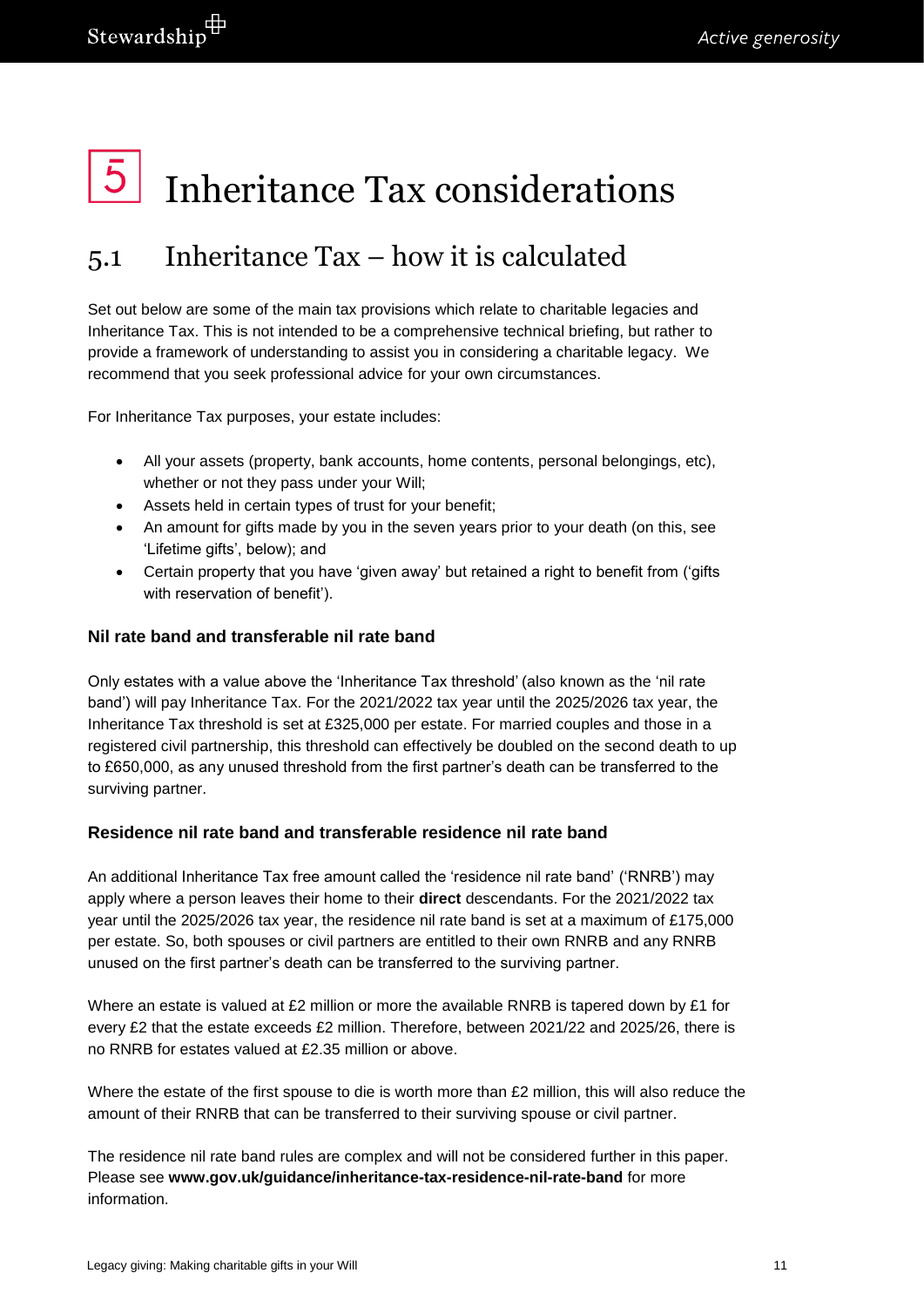# 5 Inheritance Tax considerations

## 5.1 Inheritance Tax – how it is calculated

Set out below are some of the main tax provisions which relate to charitable legacies and Inheritance Tax. This is not intended to be a comprehensive technical briefing, but rather to provide a framework of understanding to assist you in considering a charitable legacy. We recommend that you seek professional advice for your own circumstances.

For Inheritance Tax purposes, your estate includes:

- All your assets (property, bank accounts, home contents, personal belongings, etc), whether or not they pass under your Will;
- Assets held in certain types of trust for your benefit;
- An amount for gifts made by you in the seven years prior to your death (on this, see 'Lifetime gifts', below); and
- Certain property that you have 'given away' but retained a right to benefit from ('gifts with reservation of benefit').

### Nil rate band and transferable nil rate band

Only estates with a value above the 'Inheritance Tax threshold' (also known as the 'nil rate band') will pay Inheritance Tax. For the 2021/2022 tax year until the 2025/2026 tax year, the Inheritance Tax threshold is set at £325,000 per estate. For married couples and those in a registered civil partnership, this threshold can effectively be doubled on the second death to up to £650,000, as any unused threshold from the first partner's death can be transferred to the surviving partner.

### Residence nil rate band and transferable residence nil rate band

An additional Inheritance Tax free amount called the 'residence nil rate band' ('RNRB') may apply where a person leaves their home to their **direct** descendants. For the 2021/2022 tax year until the 2025/2026 tax year, the residence nil rate band is set at a maximum of £175,000 per estate. So, both spouses or civil partners are entitled to their own RNRB and any RNRB unused on the first partner's death can be transferred to the surviving partner.

Where an estate is valued at £2 million or more the available RNRB is tapered down by £1 for every £2 that the estate exceeds £2 million. Therefore, between 2021/22 and 2025/26, there is no RNRB for estates valued at £2.35 million or above.

Where the estate of the first spouse to die is worth more than £2 million, this will also reduce the amount of their RNRB that can be transferred to their surviving spouse or civil partner.

The residence nil rate band rules are complex and will not be considered further in this paper. Please see **www.gov.uk/guidance/inheritance-tax-residence-nil-rate-band** for more information.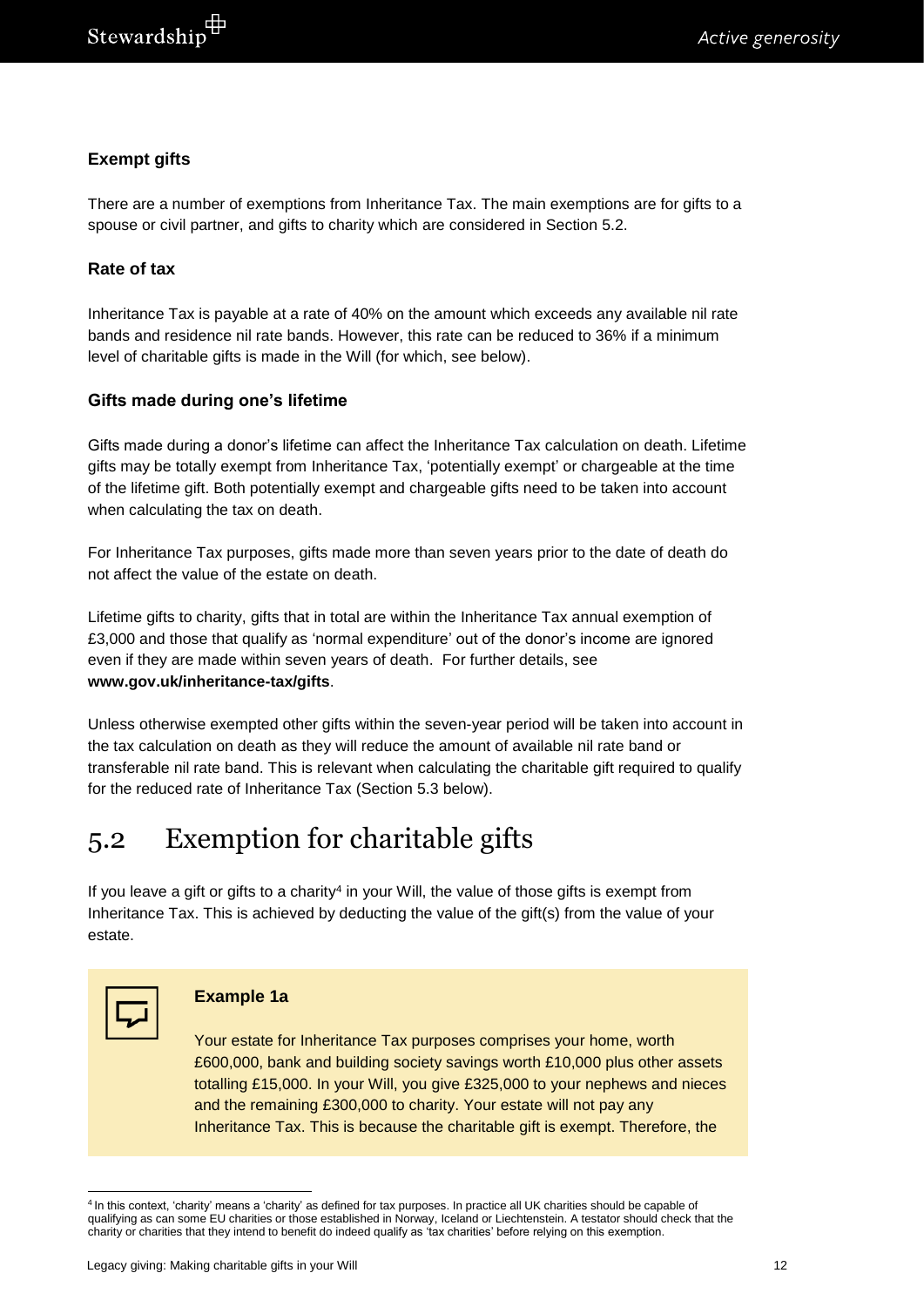### Exempt gifts

There are a number of exemptions from Inheritance Tax. The main exemptions are for gifts to a spouse or civil partner, and gifts to charity which are considered in Section 5.2.

### Rate of tax

Inheritance Tax is payable at a rate of 40% on the amount which exceeds any available nil rate bands and residence nil rate bands. However, this rate can be reduced to 36% if a minimum level of charitable gifts is made in the Will (for which, see below).

### Gifts made during one's lifetime

Gifts made during a donor's lifetime can affect the Inheritance Tax calculation on death. Lifetime gifts may be totally exempt from Inheritance Tax, 'potentially exempt' or chargeable at the time of the lifetime gift. Both potentially exempt and chargeable gifts need to be taken into account when calculating the tax on death.

For Inheritance Tax purposes, gifts made more than seven years prior to the date of death do not affect the value of the estate on death.

Lifetime gifts to charity, gifts that in total are within the Inheritance Tax annual exemption of £3,000 and those that qualify as 'normal expenditure' out of the donor's income are ignored even if they are made within seven years of death. For further details, see **www.gov.uk/inheritance-tax/gifts**.

Unless otherwise exempted other gifts within the seven-year period will be taken into account in the tax calculation on death as they will reduce the amount of available nil rate band or transferable nil rate band. This is relevant when calculating the charitable gift required to qualify for the reduced rate of Inheritance Tax (Section 5.3 below).

## 5.2 Exemption for charitable gifts

If you leave a gift or gifts to a charity[4] in your Will, the value of those gifts is exempt from Inheritance Tax. This is achieved by deducting the value of the gift(s) from the value of your estate.

> **Example 1a**
>
> Your estate for Inheritance Tax purposes comprises your home, worth £600,000, bank and building society savings worth £10,000 plus other assets totalling £15,000. In your Will, you give £325,000 to your nephews and nieces and the remaining £300,000 to charity. Your estate will not pay any Inheritance Tax. This is because the charitable gift is exempt. Therefore, the

[4] In this context, 'charity' means a 'charity' as defined for tax purposes. In practice all UK charities should be capable of qualifying as can some EU charities or those established in Norway, Iceland or Liechtenstein. A testator should check that the charity or charities that they intend to benefit do indeed qualify as 'tax charities' before relying on this exemption.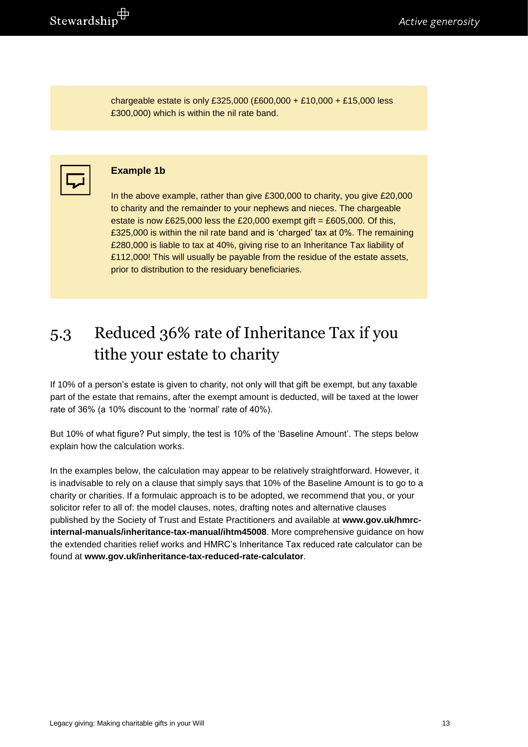chargeable estate is only £325,000 (£600,000 + £10,000 + £15,000 less £300,000) which is within the nil rate band.

**Example 1b**

In the above example, rather than give £300,000 to charity, you give £20,000 to charity and the remainder to your nephews and nieces. The chargeable estate is now £625,000 less the £20,000 exempt gift = £605,000. Of this, £325,000 is within the nil rate band and is 'charged' tax at 0%. The remaining £280,000 is liable to tax at 40%, giving rise to an Inheritance Tax liability of £112,000! This will usually be payable from the residue of the estate assets, prior to distribution to the residuary beneficiaries.

## 5.3 Reduced 36% rate of Inheritance Tax if you tithe your estate to charity

If 10% of a person's estate is given to charity, not only will that gift be exempt, but any taxable part of the estate that remains, after the exempt amount is deducted, will be taxed at the lower rate of 36% (a 10% discount to the 'normal' rate of 40%).

But 10% of what figure? Put simply, the test is 10% of the 'Baseline Amount'. The steps below explain how the calculation works.

In the examples below, the calculation may appear to be relatively straightforward. However, it is inadvisable to rely on a clause that simply says that 10% of the Baseline Amount is to go to a charity or charities. If a formulaic approach is to be adopted, we recommend that you, or your solicitor refer to all of: the model clauses, notes, drafting notes and alternative clauses published by the Society of Trust and Estate Practitioners and available at **www.gov.uk/hmrc-internal-manuals/inheritance-tax-manual/ihtm45008**. More comprehensive guidance on how the extended charities relief works and HMRC's Inheritance Tax reduced rate calculator can be found at **www.gov.uk/inheritance-tax-reduced-rate-calculator**.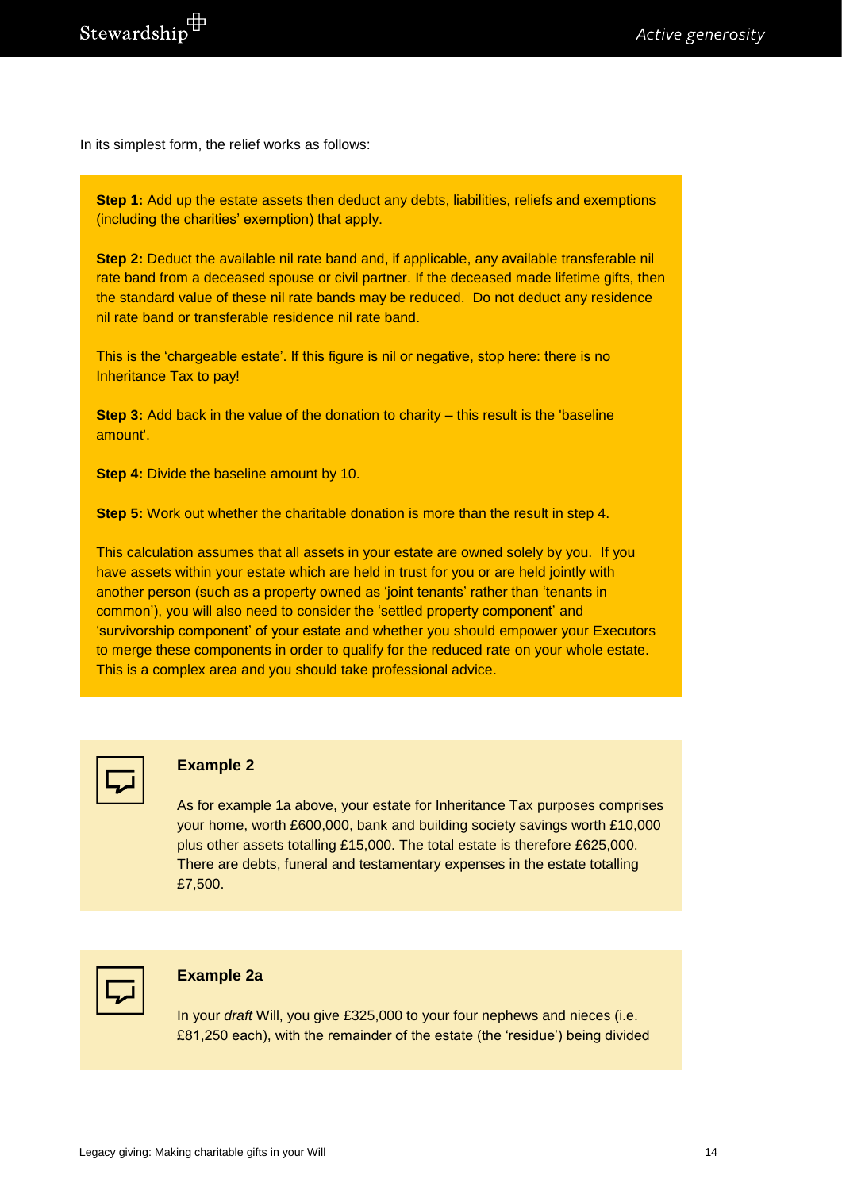In its simplest form, the relief works as follows:

**Step 1:** Add up the estate assets then deduct any debts, liabilities, reliefs and exemptions (including the charities' exemption) that apply.

**Step 2:** Deduct the available nil rate band and, if applicable, any available transferable nil rate band from a deceased spouse or civil partner. If the deceased made lifetime gifts, then the standard value of these nil rate bands may be reduced. Do not deduct any residence nil rate band or transferable residence nil rate band.

This is the 'chargeable estate'. If this figure is nil or negative, stop here: there is no Inheritance Tax to pay!

**Step 3:** Add back in the value of the donation to charity – this result is the 'baseline amount'.

**Step 4:** Divide the baseline amount by 10.

**Step 5:** Work out whether the charitable donation is more than the result in step 4.

This calculation assumes that all assets in your estate are owned solely by you. If you have assets within your estate which are held in trust for you or are held jointly with another person (such as a property owned as 'joint tenants' rather than 'tenants in common'), you will also need to consider the 'settled property component' and 'survivorship component' of your estate and whether you should empower your Executors to merge these components in order to qualify for the reduced rate on your whole estate. This is a complex area and you should take professional advice.

### Example 2

As for example 1a above, your estate for Inheritance Tax purposes comprises your home, worth £600,000, bank and building society savings worth £10,000 plus other assets totalling £15,000. The total estate is therefore £625,000. There are debts, funeral and testamentary expenses in the estate totalling £7,500.

### Example 2a

In your *draft* Will, you give £325,000 to your four nephews and nieces (i.e. £81,250 each), with the remainder of the estate (the 'residue') being divided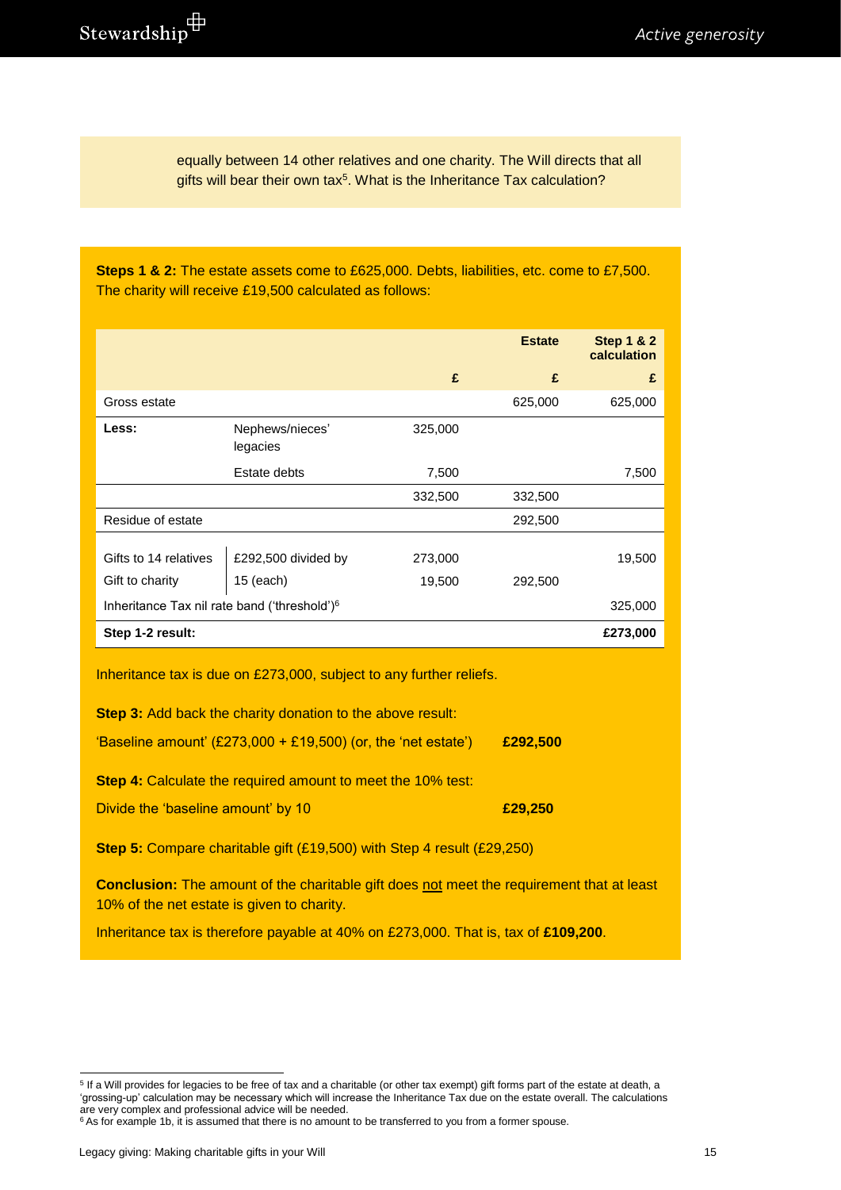equally between 14 other relatives and one charity. The Will directs that all gifts will bear their own tax[5]. What is the Inheritance Tax calculation?

**Steps 1 & 2:** The estate assets come to £625,000. Debts, liabilities, etc. come to £7,500. The charity will receive £19,500 calculated as follows:

| | | | Estate | Step 1 & 2 calculation |
|---|---|---|---|---|
| | | £ | £ | £ |
| Gross estate | | | 625,000 | 625,000 |
| **Less:** | Nephews/nieces' legacies | 325,000 | | |
| | Estate debts | 7,500 | | 7,500 |
| | | 332,500 | 332,500 | |
| Residue of estate | | | 292,500 | |
| Gifts to 14 relatives | £292,500 divided by | 273,000 | | 19,500 |
| Gift to charity | 15 (each) | 19,500 | 292,500 | |
| Inheritance Tax nil rate band ('threshold')[6] | | | | 325,000 |
| **Step 1-2 result:** | | | | **£273,000** |

Inheritance tax is due on £273,000, subject to any further reliefs.

**Step 3:** Add back the charity donation to the above result:

'Baseline amount' (£273,000 + £19,500) (or, the 'net estate') **£292,500**

**Step 4:** Calculate the required amount to meet the 10% test:

Divide the 'baseline amount' by 10 **£29,250**

**Step 5:** Compare charitable gift (£19,500) with Step 4 result (£29,250)

**Conclusion:** The amount of the charitable gift does not meet the requirement that at least 10% of the net estate is given to charity.

Inheritance tax is therefore payable at 40% on £273,000. That is, tax of **£109,200**.

---

[5] If a Will provides for legacies to be free of tax and a charitable (or other tax exempt) gift forms part of the estate at death, a 'grossing-up' calculation may be necessary which will increase the Inheritance Tax due on the estate overall. The calculations are very complex and professional advice will be needed.

[6] As for example 1b, it is assumed that there is no amount to be transferred to you from a former spouse.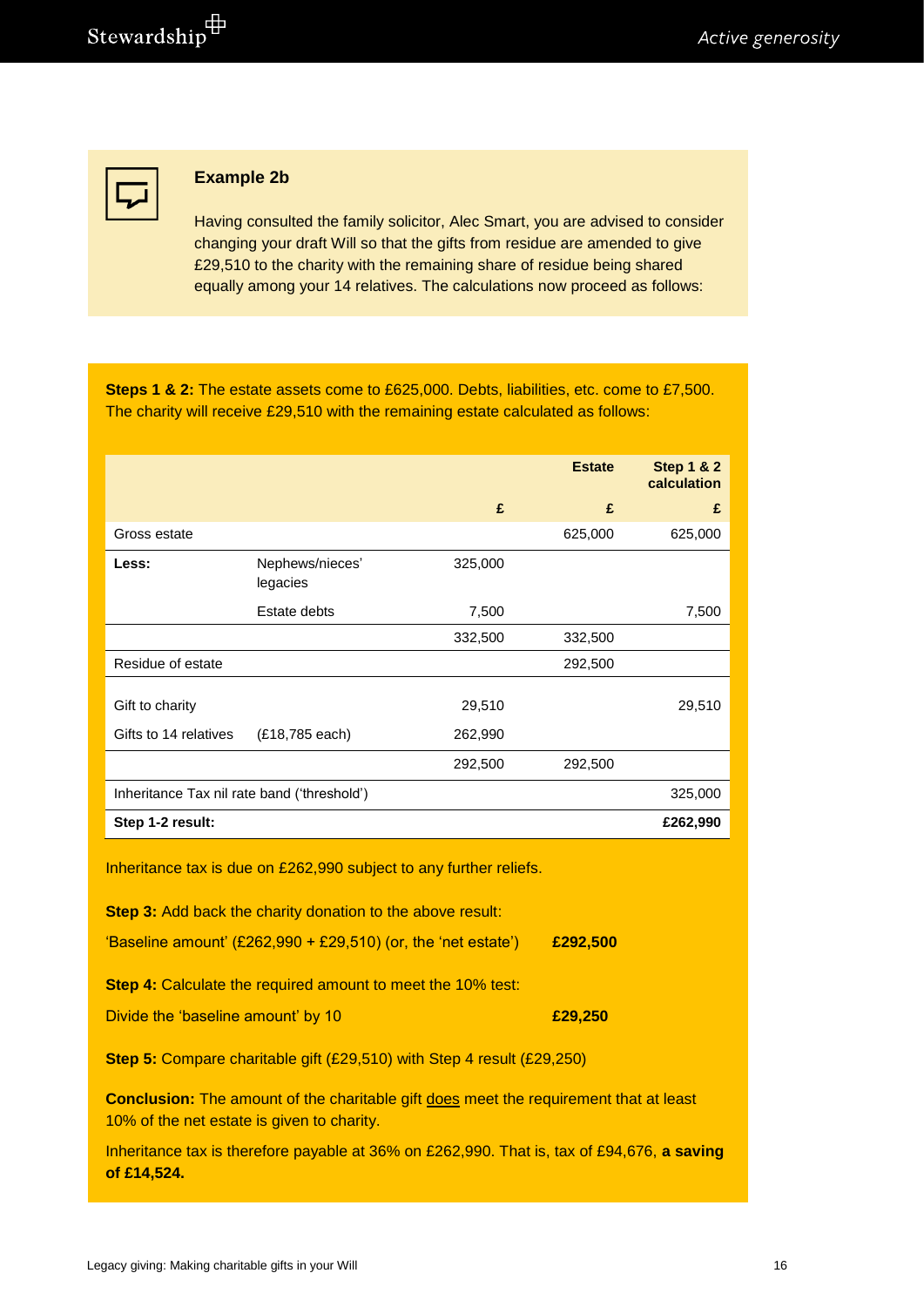### Example 2b

Having consulted the family solicitor, Alec Smart, you are advised to consider changing your draft Will so that the gifts from residue are amended to give £29,510 to the charity with the remaining share of residue being shared equally among your 14 relatives. The calculations now proceed as follows:

**Steps 1 & 2:** The estate assets come to £625,000. Debts, liabilities, etc. come to £7,500. The charity will receive £29,510 with the remaining estate calculated as follows:

| | | | Estate | Step 1 & 2 calculation |
|---|---|---|---|---|
| | | £ | £ | £ |
| Gross estate | | | 625,000 | 625,000 |
| **Less:** | Nephews/nieces' legacies | 325,000 | | |
| | Estate debts | 7,500 | | 7,500 |
| | | 332,500 | 332,500 | |
| Residue of estate | | | 292,500 | |
| Gift to charity | | 29,510 | | 29,510 |
| Gifts to 14 relatives | (£18,785 each) | 262,990 | | |
| | | 292,500 | 292,500 | |
| Inheritance Tax nil rate band ('threshold') | | | | 325,000 |
| **Step 1-2 result:** | | | | **£262,990** |

Inheritance tax is due on £262,990 subject to any further reliefs.

**Step 3:** Add back the charity donation to the above result:

'Baseline amount' (£262,990 + £29,510) (or, the 'net estate') **£292,500**

**Step 4:** Calculate the required amount to meet the 10% test:

Divide the 'baseline amount' by 10 **£29,250**

**Step 5:** Compare charitable gift (£29,510) with Step 4 result (£29,250)

**Conclusion:** The amount of the charitable gift does meet the requirement that at least 10% of the net estate is given to charity.

Inheritance tax is therefore payable at 36% on £262,990. That is, tax of £94,676, **a saving of £14,524.**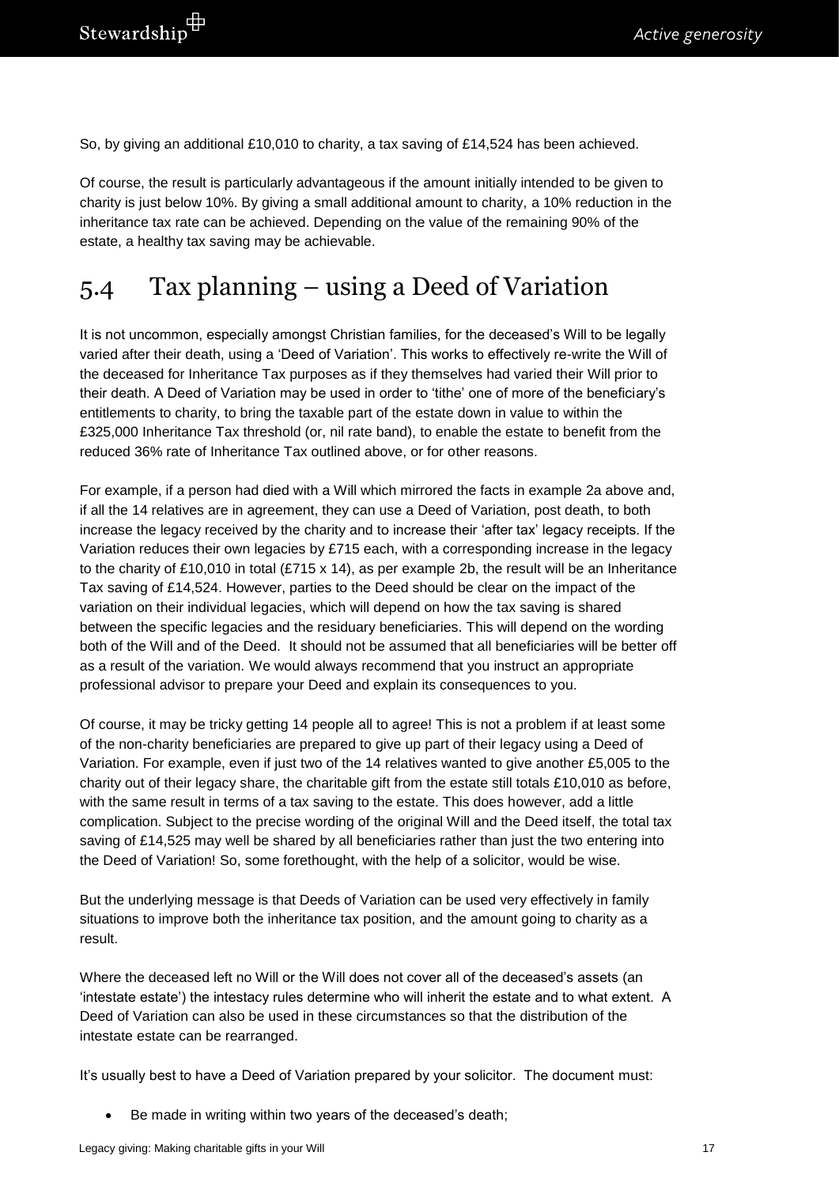So, by giving an additional £10,010 to charity, a tax saving of £14,524 has been achieved.

Of course, the result is particularly advantageous if the amount initially intended to be given to charity is just below 10%. By giving a small additional amount to charity, a 10% reduction in the inheritance tax rate can be achieved. Depending on the value of the remaining 90% of the estate, a healthy tax saving may be achievable.

## 5.4 Tax planning – using a Deed of Variation

It is not uncommon, especially amongst Christian families, for the deceased's Will to be legally varied after their death, using a 'Deed of Variation'. This works to effectively re-write the Will of the deceased for Inheritance Tax purposes as if they themselves had varied their Will prior to their death. A Deed of Variation may be used in order to 'tithe' one of more of the beneficiary's entitlements to charity, to bring the taxable part of the estate down in value to within the £325,000 Inheritance Tax threshold (or, nil rate band), to enable the estate to benefit from the reduced 36% rate of Inheritance Tax outlined above, or for other reasons.

For example, if a person had died with a Will which mirrored the facts in example 2a above and, if all the 14 relatives are in agreement, they can use a Deed of Variation, post death, to both increase the legacy received by the charity and to increase their 'after tax' legacy receipts. If the Variation reduces their own legacies by £715 each, with a corresponding increase in the legacy to the charity of £10,010 in total (£715 x 14), as per example 2b, the result will be an Inheritance Tax saving of £14,524. However, parties to the Deed should be clear on the impact of the variation on their individual legacies, which will depend on how the tax saving is shared between the specific legacies and the residuary beneficiaries. This will depend on the wording both of the Will and of the Deed. It should not be assumed that all beneficiaries will be better off as a result of the variation. We would always recommend that you instruct an appropriate professional advisor to prepare your Deed and explain its consequences to you.

Of course, it may be tricky getting 14 people all to agree! This is not a problem if at least some of the non-charity beneficiaries are prepared to give up part of their legacy using a Deed of Variation. For example, even if just two of the 14 relatives wanted to give another £5,005 to the charity out of their legacy share, the charitable gift from the estate still totals £10,010 as before, with the same result in terms of a tax saving to the estate. This does however, add a little complication. Subject to the precise wording of the original Will and the Deed itself, the total tax saving of £14,525 may well be shared by all beneficiaries rather than just the two entering into the Deed of Variation! So, some forethought, with the help of a solicitor, would be wise.

But the underlying message is that Deeds of Variation can be used very effectively in family situations to improve both the inheritance tax position, and the amount going to charity as a result.

Where the deceased left no Will or the Will does not cover all of the deceased's assets (an 'intestate estate') the intestacy rules determine who will inherit the estate and to what extent. A Deed of Variation can also be used in these circumstances so that the distribution of the intestate estate can be rearranged.

It's usually best to have a Deed of Variation prepared by your solicitor. The document must:

- Be made in writing within two years of the deceased's death;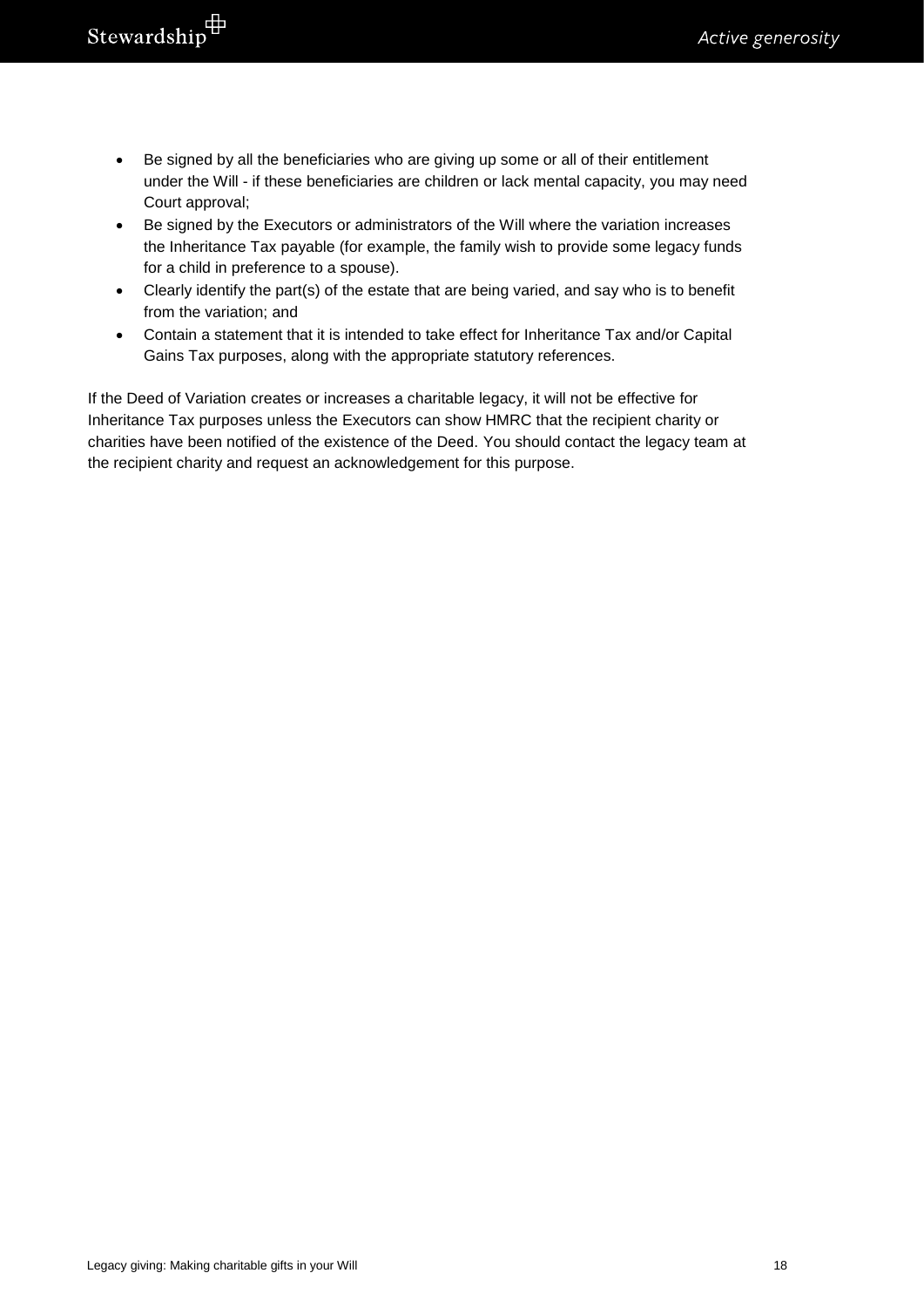- Be signed by all the beneficiaries who are giving up some or all of their entitlement under the Will - if these beneficiaries are children or lack mental capacity, you may need Court approval;
- Be signed by the Executors or administrators of the Will where the variation increases the Inheritance Tax payable (for example, the family wish to provide some legacy funds for a child in preference to a spouse).
- Clearly identify the part(s) of the estate that are being varied, and say who is to benefit from the variation; and
- Contain a statement that it is intended to take effect for Inheritance Tax and/or Capital Gains Tax purposes, along with the appropriate statutory references.

If the Deed of Variation creates or increases a charitable legacy, it will not be effective for Inheritance Tax purposes unless the Executors can show HMRC that the recipient charity or charities have been notified of the existence of the Deed. You should contact the legacy team at the recipient charity and request an acknowledgement for this purpose.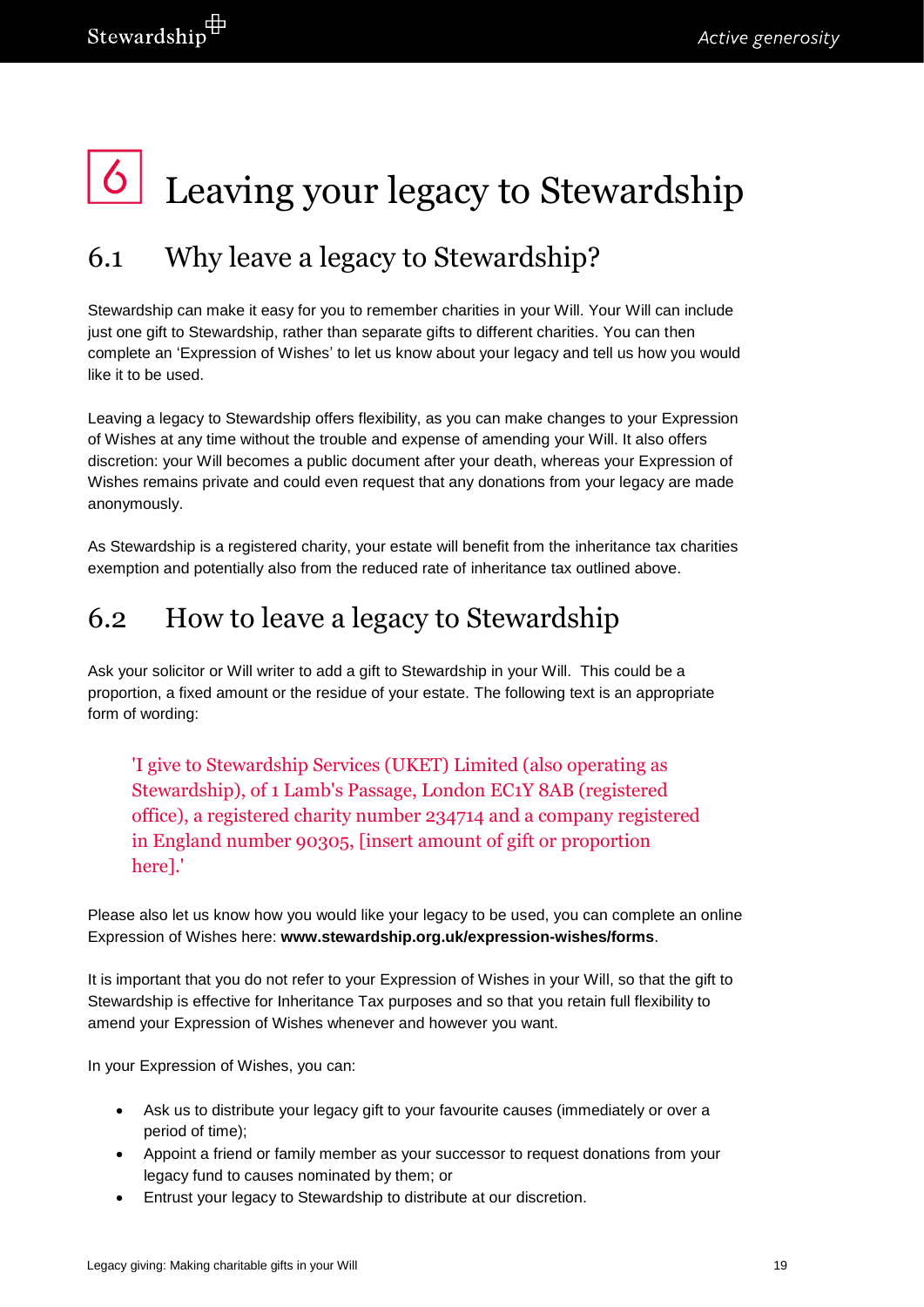# 6 Leaving your legacy to Stewardship

## 6.1 Why leave a legacy to Stewardship?

Stewardship can make it easy for you to remember charities in your Will. Your Will can include just one gift to Stewardship, rather than separate gifts to different charities. You can then complete an 'Expression of Wishes' to let us know about your legacy and tell us how you would like it to be used.

Leaving a legacy to Stewardship offers flexibility, as you can make changes to your Expression of Wishes at any time without the trouble and expense of amending your Will. It also offers discretion: your Will becomes a public document after your death, whereas your Expression of Wishes remains private and could even request that any donations from your legacy are made anonymously.

As Stewardship is a registered charity, your estate will benefit from the inheritance tax charities exemption and potentially also from the reduced rate of inheritance tax outlined above.

## 6.2 How to leave a legacy to Stewardship

Ask your solicitor or Will writer to add a gift to Stewardship in your Will. This could be a proportion, a fixed amount or the residue of your estate. The following text is an appropriate form of wording:

> 'I give to Stewardship Services (UKET) Limited (also operating as Stewardship), of 1 Lamb's Passage, London EC1Y 8AB (registered office), a registered charity number 234714 and a company registered in England number 90305, [insert amount of gift or proportion here].'

Please also let us know how you would like your legacy to be used, you can complete an online Expression of Wishes here: **www.stewardship.org.uk/expression-wishes/forms**.

It is important that you do not refer to your Expression of Wishes in your Will, so that the gift to Stewardship is effective for Inheritance Tax purposes and so that you retain full flexibility to amend your Expression of Wishes whenever and however you want.

In your Expression of Wishes, you can:

- Ask us to distribute your legacy gift to your favourite causes (immediately or over a period of time);
- Appoint a friend or family member as your successor to request donations from your legacy fund to causes nominated by them; or
- Entrust your legacy to Stewardship to distribute at our discretion.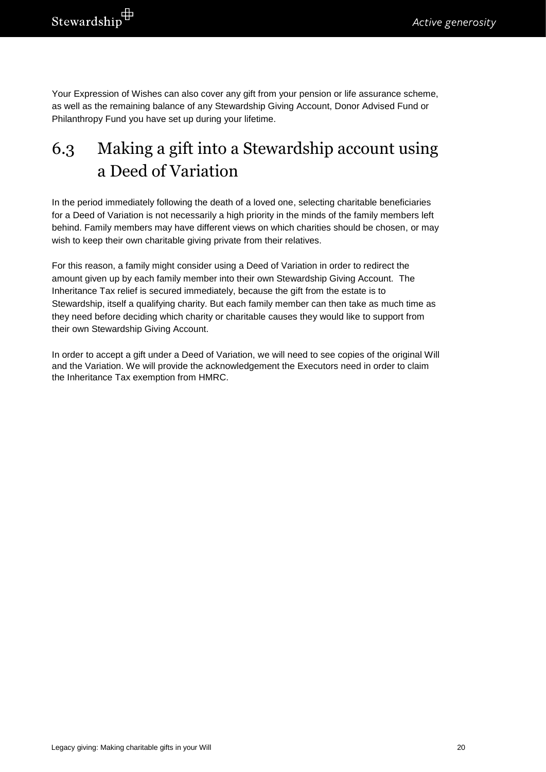Your Expression of Wishes can also cover any gift from your pension or life assurance scheme, as well as the remaining balance of any Stewardship Giving Account, Donor Advised Fund or Philanthropy Fund you have set up during your lifetime.

## 6.3 Making a gift into a Stewardship account using a Deed of Variation

In the period immediately following the death of a loved one, selecting charitable beneficiaries for a Deed of Variation is not necessarily a high priority in the minds of the family members left behind. Family members may have different views on which charities should be chosen, or may wish to keep their own charitable giving private from their relatives.

For this reason, a family might consider using a Deed of Variation in order to redirect the amount given up by each family member into their own Stewardship Giving Account. The Inheritance Tax relief is secured immediately, because the gift from the estate is to Stewardship, itself a qualifying charity. But each family member can then take as much time as they need before deciding which charity or charitable causes they would like to support from their own Stewardship Giving Account.

In order to accept a gift under a Deed of Variation, we will need to see copies of the original Will and the Variation. We will provide the acknowledgement the Executors need in order to claim the Inheritance Tax exemption from HMRC.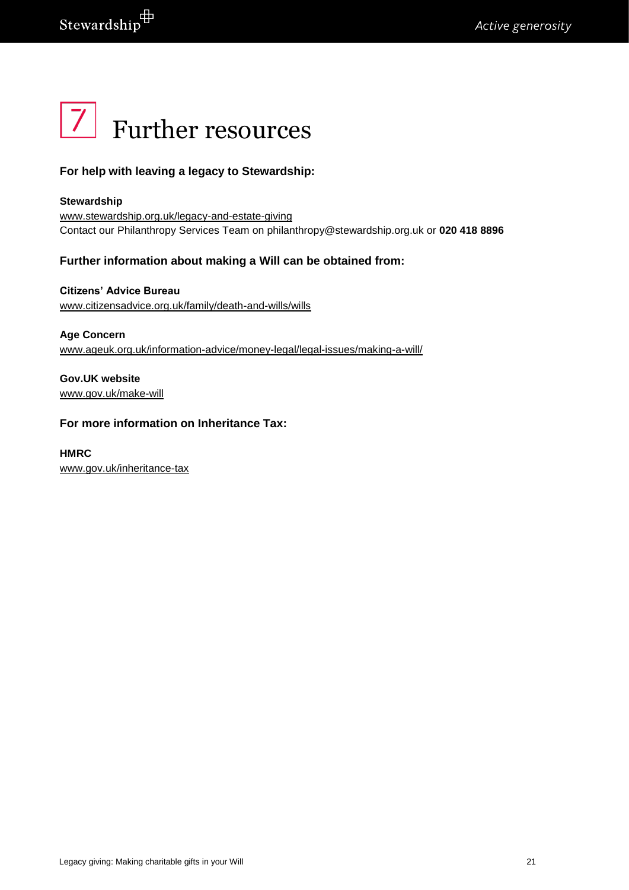# 7 Further resources

**For help with leaving a legacy to Stewardship:**

**Stewardship**
www.stewardship.org.uk/legacy-and-estate-giving
Contact our Philanthropy Services Team on philanthropy@stewardship.org.uk or **020 418 8896**

**Further information about making a Will can be obtained from:**

**Citizens' Advice Bureau**
www.citizensadvice.org.uk/family/death-and-wills/wills

**Age Concern**
www.ageuk.org.uk/information-advice/money-legal/legal-issues/making-a-will/

**Gov.UK website**
www.gov.uk/make-will

**For more information on Inheritance Tax:**

**HMRC**
www.gov.uk/inheritance-tax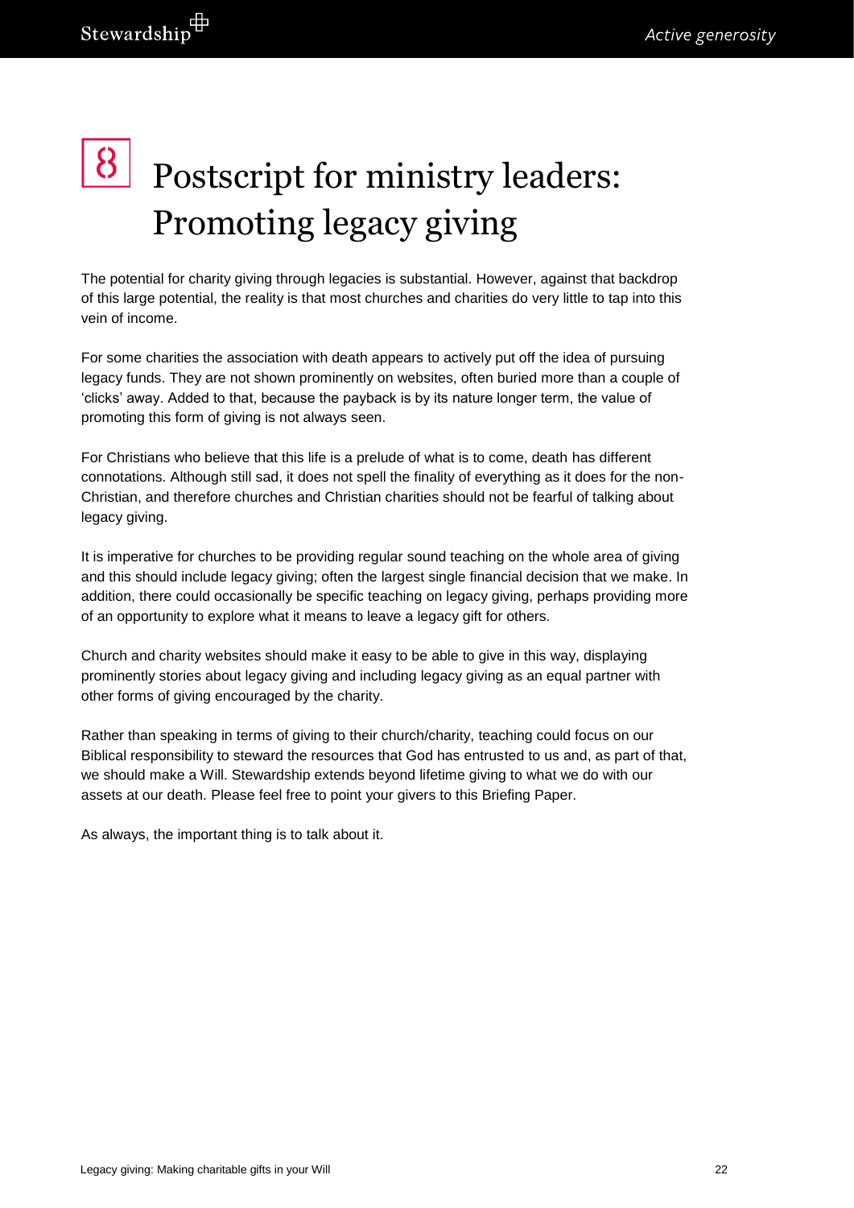# 8 Postscript for ministry leaders: Promoting legacy giving

The potential for charity giving through legacies is substantial. However, against that backdrop of this large potential, the reality is that most churches and charities do very little to tap into this vein of income.

For some charities the association with death appears to actively put off the idea of pursuing legacy funds. They are not shown prominently on websites, often buried more than a couple of 'clicks' away. Added to that, because the payback is by its nature longer term, the value of promoting this form of giving is not always seen.

For Christians who believe that this life is a prelude of what is to come, death has different connotations. Although still sad, it does not spell the finality of everything as it does for the non-Christian, and therefore churches and Christian charities should not be fearful of talking about legacy giving.

It is imperative for churches to be providing regular sound teaching on the whole area of giving and this should include legacy giving; often the largest single financial decision that we make. In addition, there could occasionally be specific teaching on legacy giving, perhaps providing more of an opportunity to explore what it means to leave a legacy gift for others.

Church and charity websites should make it easy to be able to give in this way, displaying prominently stories about legacy giving and including legacy giving as an equal partner with other forms of giving encouraged by the charity.

Rather than speaking in terms of giving to their church/charity, teaching could focus on our Biblical responsibility to steward the resources that God has entrusted to us and, as part of that, we should make a Will. Stewardship extends beyond lifetime giving to what we do with our assets at our death. Please feel free to point your givers to this Briefing Paper.

As always, the important thing is to talk about it.